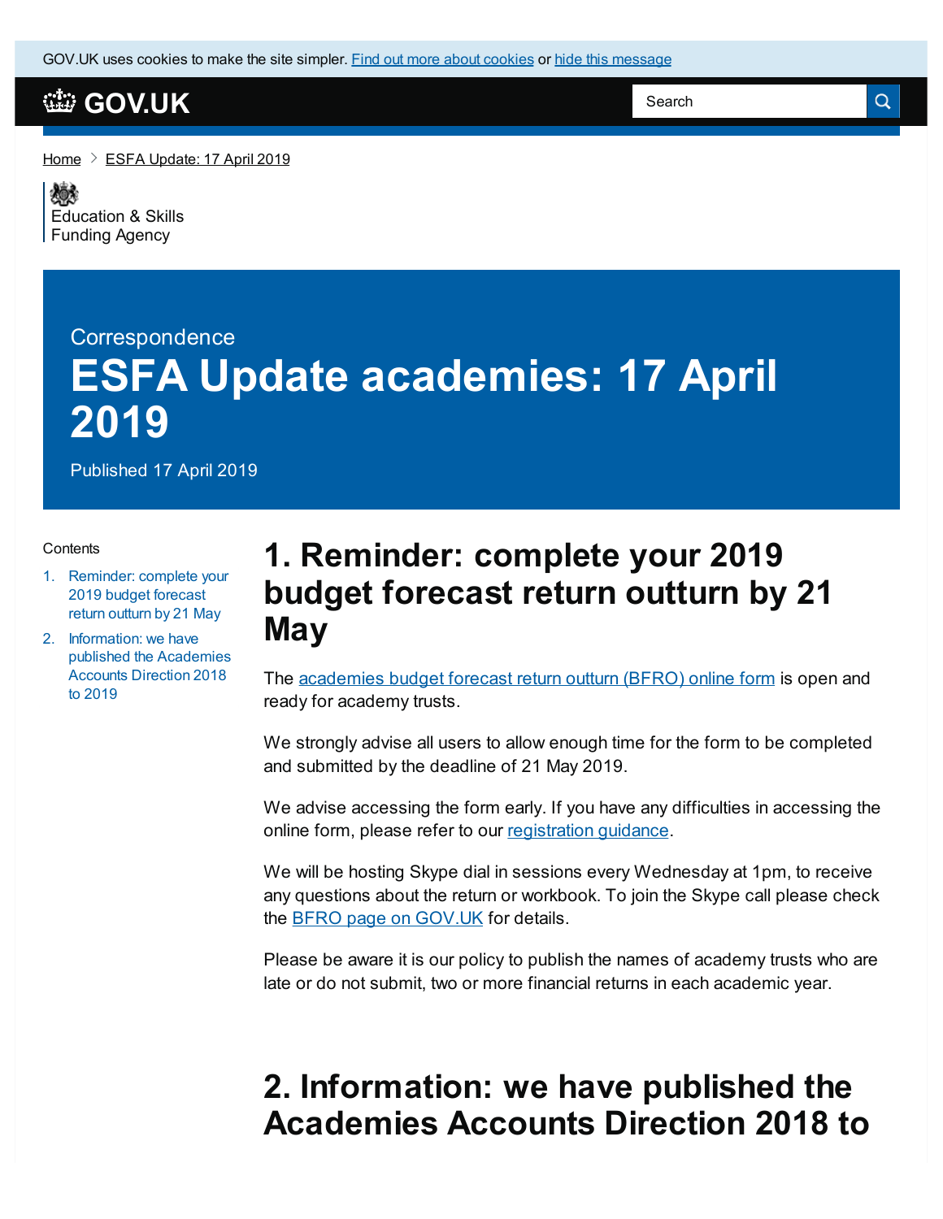GOV.UK uses cookies to make the site simpler. Find out more about cookies or hide this message

GOV.UK

Search

Home > ESFA Update: 17 April 2019

Education & Skills Funding Agency

Correspondence

# ESFA Update academies: 17 April 2019

Published 17 April 2019

Contents

1. Reminder: complete your 2019 budget forecast return outturn by 21 May
2. Information: we have published the Academies Accounts Direction 2018 to 2019

## 1. Reminder: complete your 2019 budget forecast return outturn by 21 May

The academies budget forecast return outturn (BFRO) online form is open and ready for academy trusts.

We strongly advise all users to allow enough time for the form to be completed and submitted by the deadline of 21 May 2019.

We advise accessing the form early. If you have any difficulties in accessing the online form, please refer to our registration guidance.

We will be hosting Skype dial in sessions every Wednesday at 1pm, to receive any questions about the return or workbook. To join the Skype call please check the BFRO page on GOV.UK for details.

Please be aware it is our policy to publish the names of academy trusts who are late or do not submit, two or more financial returns in each academic year.

## 2. Information: we have published the Academies Accounts Direction 2018 to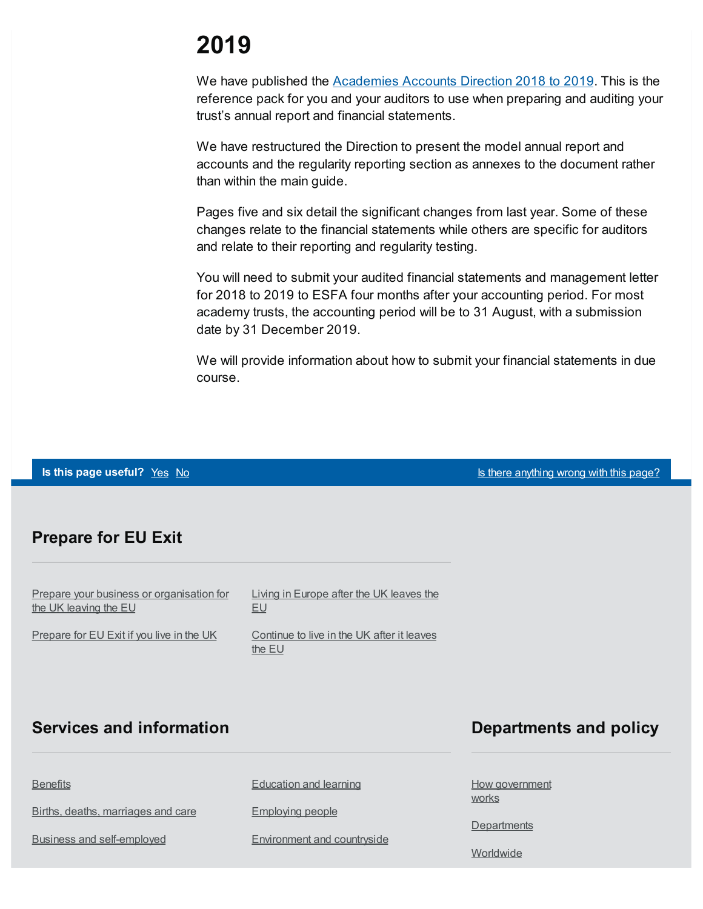# 2019

We have published the [Academies Accounts Direction 2018 to 2019](). This is the reference pack for you and your auditors to use when preparing and auditing your trust's annual report and financial statements.

We have restructured the Direction to present the model annual report and accounts and the regularity reporting section as annexes to the document rather than within the main guide.

Pages five and six detail the significant changes from last year. Some of these changes relate to the financial statements while others are specific for auditors and relate to their reporting and regularity testing.

You will need to submit your audited financial statements and management letter for 2018 to 2019 to ESFA four months after your accounting period. For most academy trusts, the accounting period will be to 31 August, with a submission date by 31 December 2019.

We will provide information about how to submit your financial statements in due course.

**Is this page useful?** Yes No

Is there anything wrong with this page?

## Prepare for EU Exit

- Prepare your business or organisation for the UK leaving the EU
- Prepare for EU Exit if you live in the UK
- Living in Europe after the UK leaves the EU
- Continue to live in the UK after it leaves the EU

## Services and information

- Benefits
- Births, deaths, marriages and care
- Business and self-employed
- Education and learning
- Employing people
- Environment and countryside

## Departments and policy

- How government works
- Departments
- Worldwide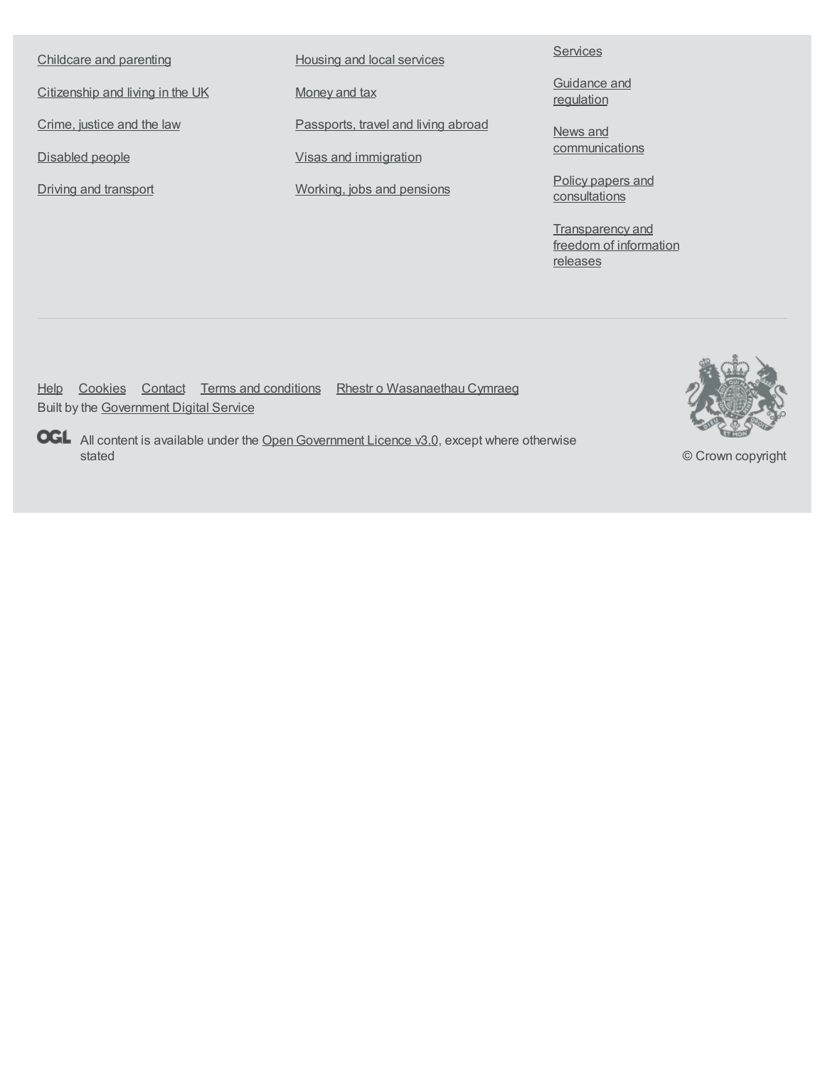Childcare and parenting

Citizenship and living in the UK

Crime, justice and the law

Disabled people

Driving and transport

Housing and local services

Money and tax

Passports, travel and living abroad

Visas and immigration

Working, jobs and pensions

Services

Guidance and regulation

News and communications

Policy papers and consultations

Transparency and freedom of information releases

---

Help Cookies Contact Terms and conditions Rhestr o Wasanaethau Cymraeg

Built by the Government Digital Service

OGL All content is available under the Open Government Licence v3.0, except where otherwise stated

© Crown copyright